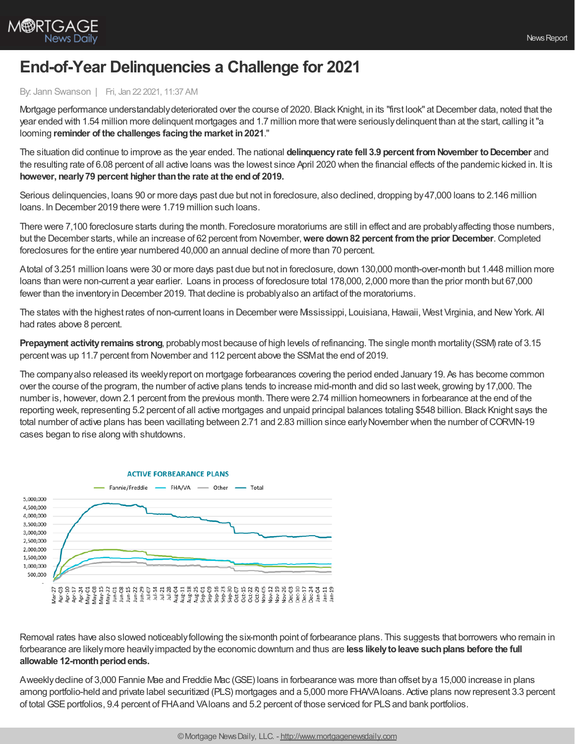# End-of-Year Delinquencies a Challenge for 2021

By: Jann Swanson | Fri, Jan 22 2021, 11:37 AM

Mortgage performance understandably deteriorated over the course of 2020. Black Knight, in its "first look" at December data, noted that the year ended with 1.54 million more delinquent mortgages and 1.7 million more that were seriously delinquent than at the start, calling it "a looming **reminder of the challenges facing the market in 2021**."

The situation did continue to improve as the year ended. The national **delinquency rate fell 3.9 percent from November to December** and the resulting rate of 6.08 percent of all active loans was the lowest since April 2020 when the financial effects of the pandemic kicked in. It is **however, nearly 79 percent higher than the rate at the end of 2019.**

Serious delinquencies, loans 90 or more days past due but not in foreclosure, also declined, dropping by 47,000 loans to 2.146 million loans. In December 2019 there were 1.719 million such loans.

There were 7,100 foreclosure starts during the month. Foreclosure moratoriums are still in effect and are probably affecting those numbers, but the December starts, while an increase of 62 percent from November, **were down 82 percent from the prior December**. Completed foreclosures for the entire year numbered 40,000 an annual decline of more than 70 percent.

A total of 3.251 million loans were 30 or more days past due but not in foreclosure, down 130,000 month-over-month but 1.448 million more loans than were non-current a year earlier. Loans in process of foreclosure total 178,000, 2,000 more than the prior month but 67,000 fewer than the inventory in December 2019. That decline is probably also an artifact of the moratoriums.

The states with the highest rates of non-current loans in December were Mississippi, Louisiana, Hawaii, West Virginia, and New York. All had rates above 8 percent.

**Prepayment activity remains strong**, probably most because of high levels of refinancing. The single month mortality (SSM) rate of 3.15 percent was up 11.7 percent from November and 112 percent above the SSM at the end of 2019.

The company also released its weekly report on mortgage forbearances covering the period ended January 19. As has become common over the course of the program, the number of active plans tends to increase mid-month and did so last week, growing by 17,000. The number is, however, down 2.1 percent from the previous month. There were 2.74 million homeowners in forbearance at the end of the reporting week, representing 5.2 percent of all active mortgages and unpaid principal balances totaling $548 billion. Black Knight says the total number of active plans has been vacillating between 2.71 and 2.83 million since early November when the number of CORVIN-19 cases began to rise along with shutdowns.

Removal rates have also slowed noticeably following the six-month point of forbearance plans. This suggests that borrowers who remain in forbearance are likely more heavily impacted by the economic downturn and thus are **less likely to leave such plans before the full allowable 12-month period ends.**

A weekly decline of 3,000 Fannie Mae and Freddie Mac (GSE) loans in forbearance was more than offset by a 15,000 increase in plans among portfolio-held and private label securitized (PLS) mortgages and a 5,000 more FHA/VA loans. Active plans now represent 3.3 percent of total GSE portfolios, 9.4 percent of FHA and VA loans and 5.2 percent of those serviced for PLS and bank portfolios.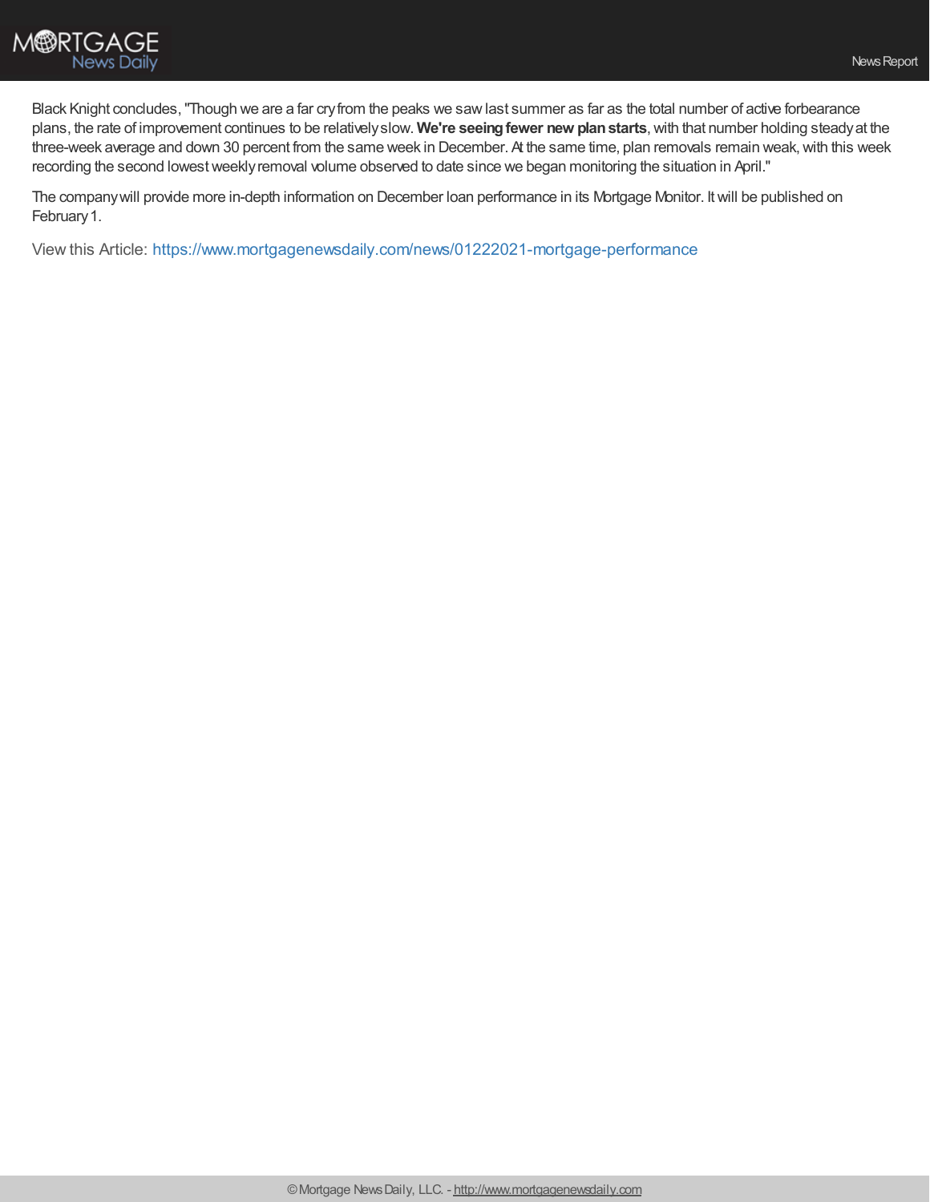Black Knight concludes, "Though we are a far cry from the peaks we saw last summer as far as the total number of active forbearance plans, the rate of improvement continues to be relatively slow. **We're seeing fewer new plan starts**, with that number holding steady at the three-week average and down 30 percent from the same week in December. At the same time, plan removals remain weak, with this week recording the second lowest weekly removal volume observed to date since we began monitoring the situation in April."

The company will provide more in-depth information on December loan performance in its Mortgage Monitor. It will be published on February 1.

View this Article: https://www.mortgagenewsdaily.com/news/01222021-mortgage-performance